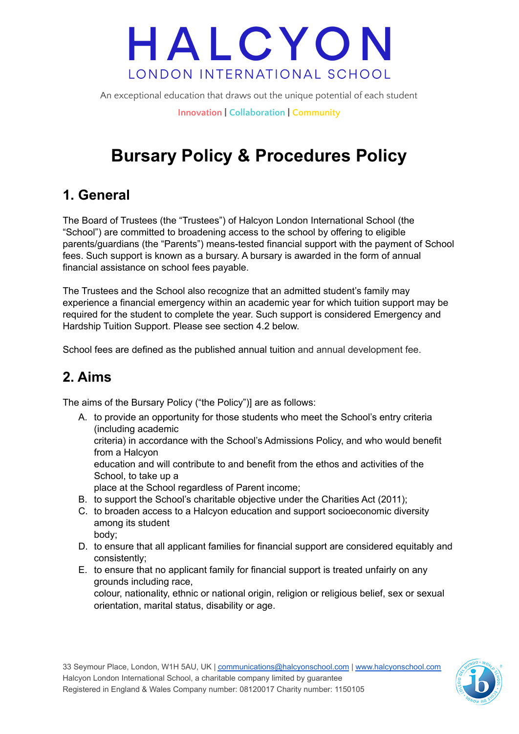# HALCYON

LONDON INTERNATIONAL SCHOOL

An exceptional education that draws out the unique potential of each student

Innovation | Collaboration | Community

# Bursary Policy & Procedures Policy

## 1. General

The Board of Trustees (the "Trustees") of Halcyon London International School (the "School") are committed to broadening access to the school by offering to eligible parents/guardians (the "Parents") means-tested financial support with the payment of School fees. Such support is known as a bursary. A bursary is awarded in the form of annual financial assistance on school fees payable.

The Trustees and the School also recognize that an admitted student's family may experience a financial emergency within an academic year for which tuition support may be required for the student to complete the year. Such support is considered Emergency and Hardship Tuition Support. Please see section 4.2 below.

School fees are defined as the published annual tuition and annual development fee.

## 2. Aims

The aims of the Bursary Policy ("the Policy")] are as follows:

A. to provide an opportunity for those students who meet the School's entry criteria (including academic criteria) in accordance with the School's Admissions Policy, and who would benefit from a Halcyon education and will contribute to and benefit from the ethos and activities of the School, to take up a place at the School regardless of Parent income;
B. to support the School's charitable objective under the Charities Act (2011);
C. to broaden access to a Halcyon education and support socioeconomic diversity among its student body;
D. to ensure that all applicant families for financial support are considered equitably and consistently;
E. to ensure that no applicant family for financial support is treated unfairly on any grounds including race, colour, nationality, ethnic or national origin, religion or religious belief, sex or sexual orientation, marital status, disability or age.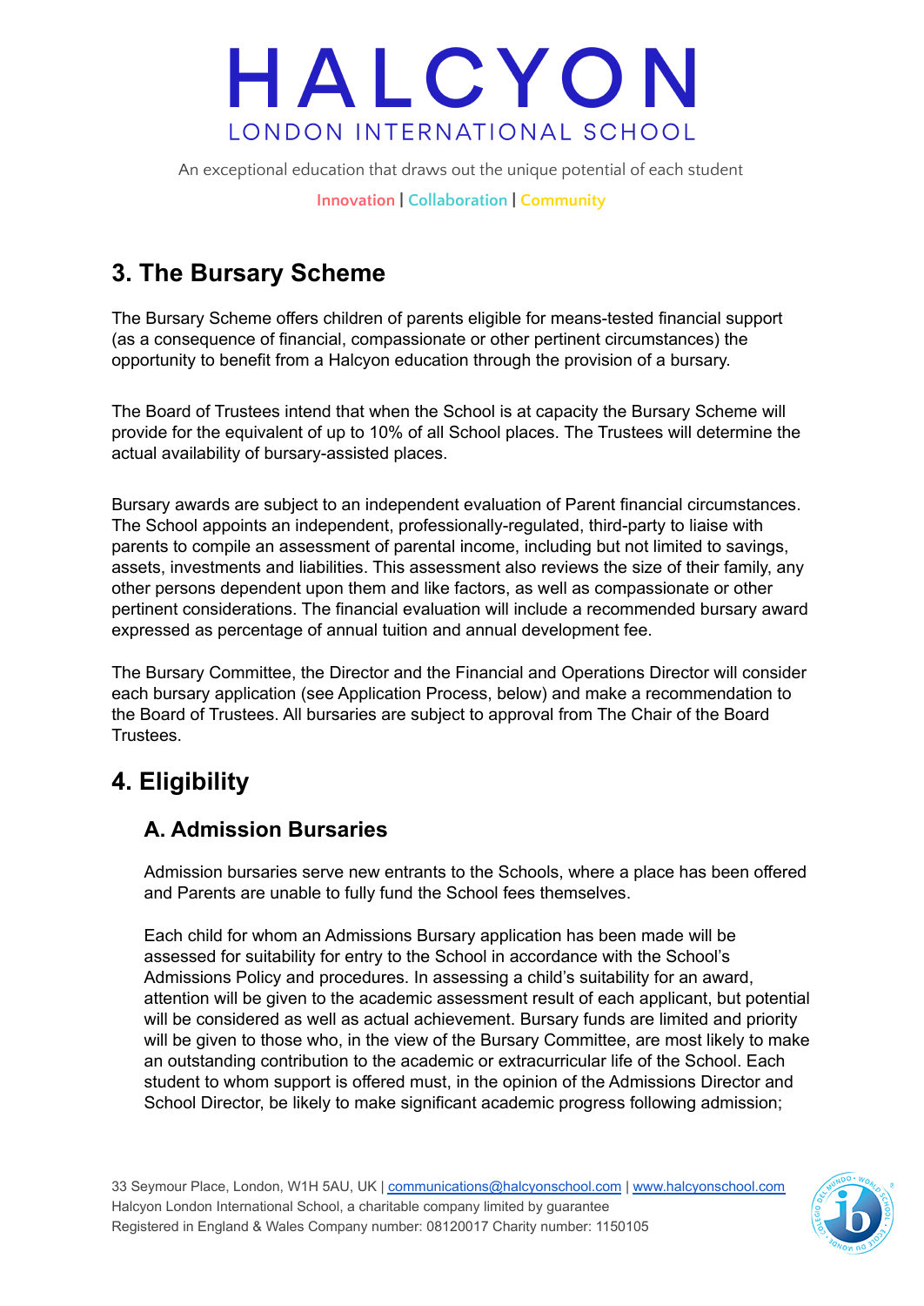## 3. The Bursary Scheme

The Bursary Scheme offers children of parents eligible for means-tested financial support (as a consequence of financial, compassionate or other pertinent circumstances) the opportunity to benefit from a Halcyon education through the provision of a bursary.

The Board of Trustees intend that when the School is at capacity the Bursary Scheme will provide for the equivalent of up to 10% of all School places. The Trustees will determine the actual availability of bursary-assisted places.

Bursary awards are subject to an independent evaluation of Parent financial circumstances. The School appoints an independent, professionally-regulated, third-party to liaise with parents to compile an assessment of parental income, including but not limited to savings, assets, investments and liabilities. This assessment also reviews the size of their family, any other persons dependent upon them and like factors, as well as compassionate or other pertinent considerations. The financial evaluation will include a recommended bursary award expressed as percentage of annual tuition and annual development fee.

The Bursary Committee, the Director and the Financial and Operations Director will consider each bursary application (see Application Process, below) and make a recommendation to the Board of Trustees. All bursaries are subject to approval from The Chair of the Board Trustees.

## 4. Eligibility

### A. Admission Bursaries

Admission bursaries serve new entrants to the Schools, where a place has been offered and Parents are unable to fully fund the School fees themselves.

Each child for whom an Admissions Bursary application has been made will be assessed for suitability for entry to the School in accordance with the School's Admissions Policy and procedures. In assessing a child's suitability for an award, attention will be given to the academic assessment result of each applicant, but potential will be considered as well as actual achievement. Bursary funds are limited and priority will be given to those who, in the view of the Bursary Committee, are most likely to make an outstanding contribution to the academic or extracurricular life of the School. Each student to whom support is offered must, in the opinion of the Admissions Director and School Director, be likely to make significant academic progress following admission;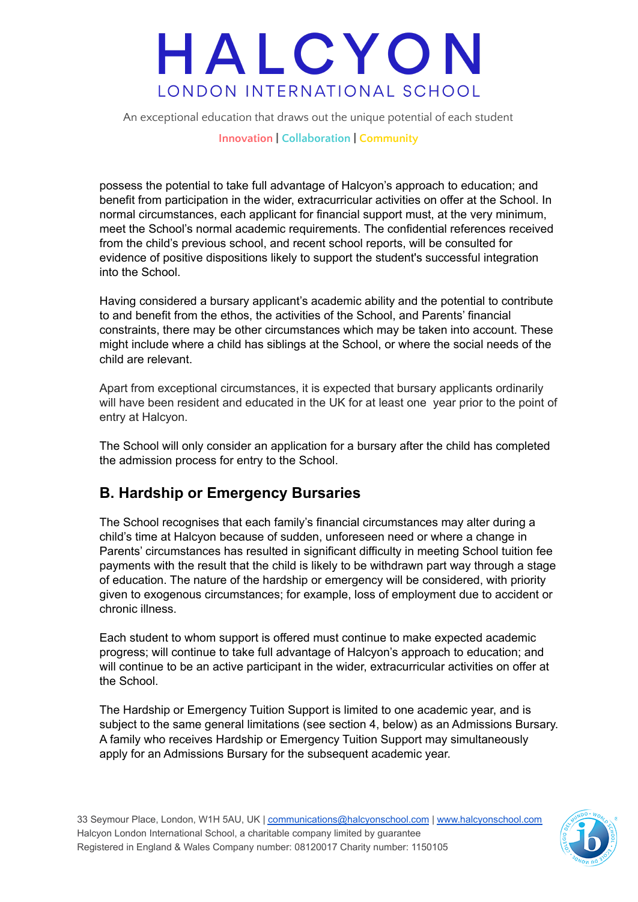possess the potential to take full advantage of Halcyon's approach to education; and benefit from participation in the wider, extracurricular activities on offer at the School. In normal circumstances, each applicant for financial support must, at the very minimum, meet the School's normal academic requirements. The confidential references received from the child's previous school, and recent school reports, will be consulted for evidence of positive dispositions likely to support the student's successful integration into the School.

Having considered a bursary applicant's academic ability and the potential to contribute to and benefit from the ethos, the activities of the School, and Parents' financial constraints, there may be other circumstances which may be taken into account. These might include where a child has siblings at the School, or where the social needs of the child are relevant.

Apart from exceptional circumstances, it is expected that bursary applicants ordinarily will have been resident and educated in the UK for at least one year prior to the point of entry at Halcyon.

The School will only consider an application for a bursary after the child has completed the admission process for entry to the School.

## B. Hardship or Emergency Bursaries

The School recognises that each family's financial circumstances may alter during a child's time at Halcyon because of sudden, unforeseen need or where a change in Parents' circumstances has resulted in significant difficulty in meeting School tuition fee payments with the result that the child is likely to be withdrawn part way through a stage of education. The nature of the hardship or emergency will be considered, with priority given to exogenous circumstances; for example, loss of employment due to accident or chronic illness.

Each student to whom support is offered must continue to make expected academic progress; will continue to take full advantage of Halcyon's approach to education; and will continue to be an active participant in the wider, extracurricular activities on offer at the School.

The Hardship or Emergency Tuition Support is limited to one academic year, and is subject to the same general limitations (see section 4, below) as an Admissions Bursary. A family who receives Hardship or Emergency Tuition Support may simultaneously apply for an Admissions Bursary for the subsequent academic year.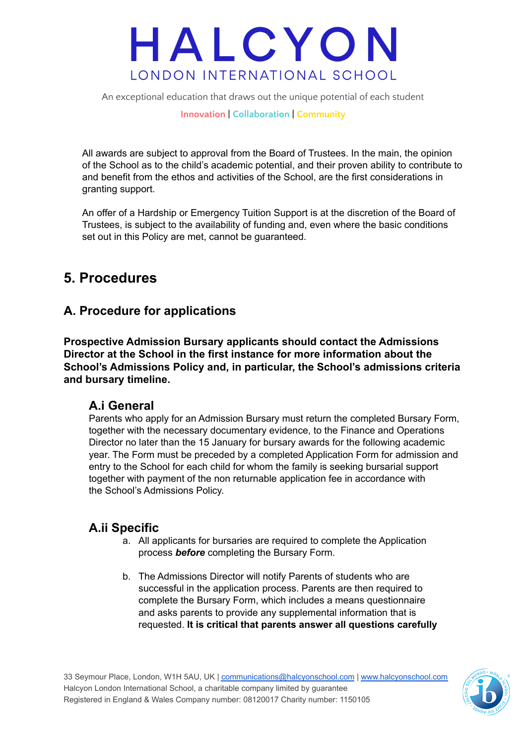All awards are subject to approval from the Board of Trustees. In the main, the opinion of the School as to the child's academic potential, and their proven ability to contribute to and benefit from the ethos and activities of the School, are the first considerations in granting support.

An offer of a Hardship or Emergency Tuition Support is at the discretion of the Board of Trustees, is subject to the availability of funding and, even where the basic conditions set out in this Policy are met, cannot be guaranteed.

## 5. Procedures

### A. Procedure for applications

**Prospective Admission Bursary applicants should contact the Admissions Director at the School in the first instance for more information about the School's Admissions Policy and, in particular, the School's admissions criteria and bursary timeline.**

#### A.i General

Parents who apply for an Admission Bursary must return the completed Bursary Form, together with the necessary documentary evidence, to the Finance and Operations Director no later than the 15 January for bursary awards for the following academic year. The Form must be preceded by a completed Application Form for admission and entry to the School for each child for whom the family is seeking bursarial support together with payment of the non returnable application fee in accordance with the School's Admissions Policy.

#### A.ii Specific

a. All applicants for bursaries are required to complete the Application process ***before*** completing the Bursary Form.

b. The Admissions Director will notify Parents of students who are successful in the application process. Parents are then required to complete the Bursary Form, which includes a means questionnaire and asks parents to provide any supplemental information that is requested. **It is critical that parents answer all questions carefully**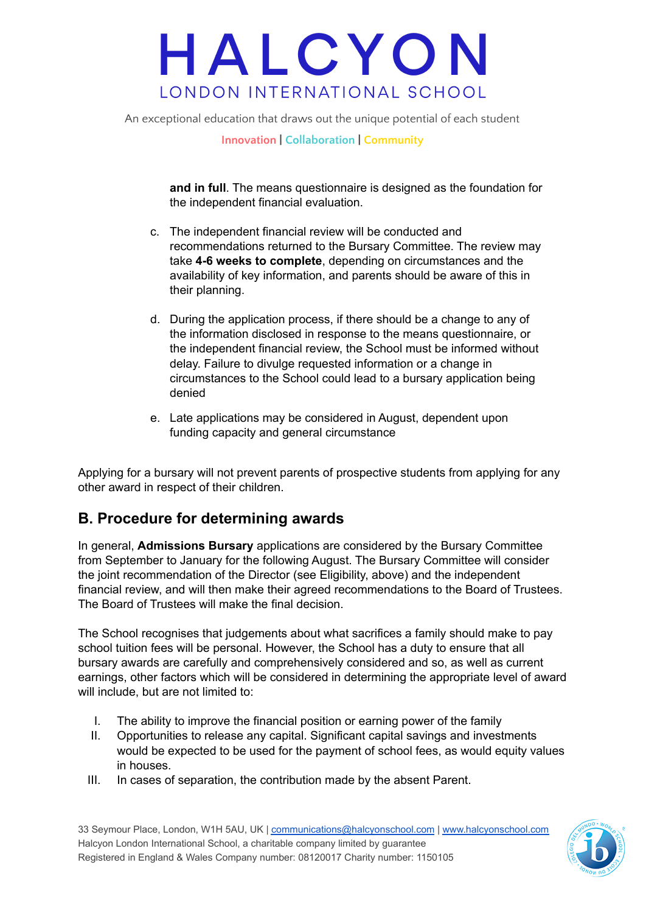**and in full**. The means questionnaire is designed as the foundation for the independent financial evaluation.

c. The independent financial review will be conducted and recommendations returned to the Bursary Committee. The review may take **4-6 weeks to complete**, depending on circumstances and the availability of key information, and parents should be aware of this in their planning.

d. During the application process, if there should be a change to any of the information disclosed in response to the means questionnaire, or the independent financial review, the School must be informed without delay. Failure to divulge requested information or a change in circumstances to the School could lead to a bursary application being denied

e. Late applications may be considered in August, dependent upon funding capacity and general circumstance

Applying for a bursary will not prevent parents of prospective students from applying for any other award in respect of their children.

## B. Procedure for determining awards

In general, **Admissions Bursary** applications are considered by the Bursary Committee from September to January for the following August. The Bursary Committee will consider the joint recommendation of the Director (see Eligibility, above) and the independent financial review, and will then make their agreed recommendations to the Board of Trustees. The Board of Trustees will make the final decision.

The School recognises that judgements about what sacrifices a family should make to pay school tuition fees will be personal. However, the School has a duty to ensure that all bursary awards are carefully and comprehensively considered and so, as well as current earnings, other factors which will be considered in determining the appropriate level of award will include, but are not limited to:

I. The ability to improve the financial position or earning power of the family
II. Opportunities to release any capital. Significant capital savings and investments would be expected to be used for the payment of school fees, as would equity values in houses.
III. In cases of separation, the contribution made by the absent Parent.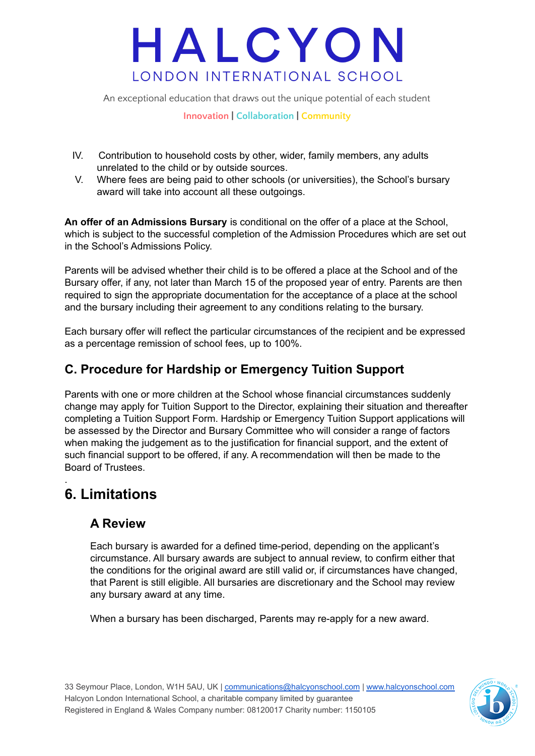IV. Contribution to household costs by other, wider, family members, any adults unrelated to the child or by outside sources.
V. Where fees are being paid to other schools (or universities), the School's bursary award will take into account all these outgoings.

**An offer of an Admissions Bursary** is conditional on the offer of a place at the School, which is subject to the successful completion of the Admission Procedures which are set out in the School's Admissions Policy.

Parents will be advised whether their child is to be offered a place at the School and of the Bursary offer, if any, not later than March 15 of the proposed year of entry. Parents are then required to sign the appropriate documentation for the acceptance of a place at the school and the bursary including their agreement to any conditions relating to the bursary.

Each bursary offer will reflect the particular circumstances of the recipient and be expressed as a percentage remission of school fees, up to 100%.

### C. Procedure for Hardship or Emergency Tuition Support

Parents with one or more children at the School whose financial circumstances suddenly change may apply for Tuition Support to the Director, explaining their situation and thereafter completing a Tuition Support Form. Hardship or Emergency Tuition Support applications will be assessed by the Director and Bursary Committee who will consider a range of factors when making the judgement as to the justification for financial support, and the extent of such financial support to be offered, if any. A recommendation will then be made to the Board of Trustees.

.

## 6. Limitations

### A Review

Each bursary is awarded for a defined time-period, depending on the applicant's circumstance. All bursary awards are subject to annual review, to confirm either that the conditions for the original award are still valid or, if circumstances have changed, that Parent is still eligible. All bursaries are discretionary and the School may review any bursary award at any time.

When a bursary has been discharged, Parents may re-apply for a new award.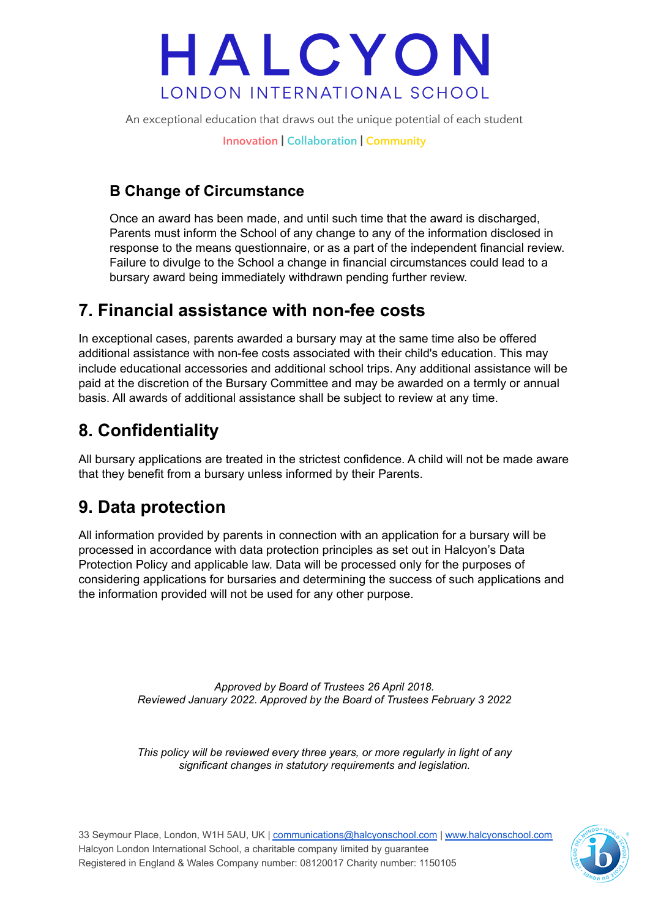### B Change of Circumstance

Once an award has been made, and until such time that the award is discharged, Parents must inform the School of any change to any of the information disclosed in response to the means questionnaire, or as a part of the independent financial review. Failure to divulge to the School a change in financial circumstances could lead to a bursary award being immediately withdrawn pending further review.

## 7. Financial assistance with non-fee costs

In exceptional cases, parents awarded a bursary may at the same time also be offered additional assistance with non-fee costs associated with their child's education. This may include educational accessories and additional school trips. Any additional assistance will be paid at the discretion of the Bursary Committee and may be awarded on a termly or annual basis. All awards of additional assistance shall be subject to review at any time.

## 8. Confidentiality

All bursary applications are treated in the strictest confidence. A child will not be made aware that they benefit from a bursary unless informed by their Parents.

## 9. Data protection

All information provided by parents in connection with an application for a bursary will be processed in accordance with data protection principles as set out in Halcyon's Data Protection Policy and applicable law. Data will be processed only for the purposes of considering applications for bursaries and determining the success of such applications and the information provided will not be used for any other purpose.

*Approved by Board of Trustees 26 April 2018.*
*Reviewed January 2022. Approved by the Board of Trustees February 3 2022*

*This policy will be reviewed every three years, or more regularly in light of any significant changes in statutory requirements and legislation.*